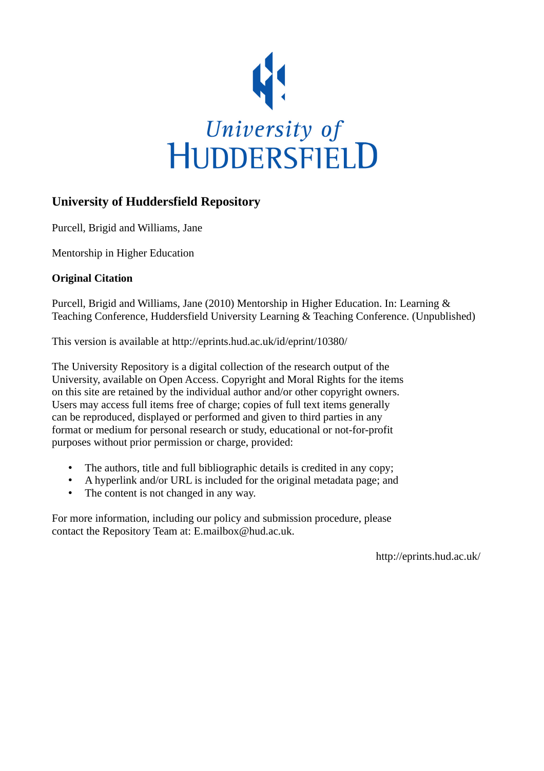University of
HUDDERSFIELD

## University of Huddersfield Repository

Purcell, Brigid and Williams, Jane

Mentorship in Higher Education

### Original Citation

Purcell, Brigid and Williams, Jane (2010) Mentorship in Higher Education. In: Learning & Teaching Conference, Huddersfield University Learning & Teaching Conference. (Unpublished)

This version is available at http://eprints.hud.ac.uk/id/eprint/10380/

The University Repository is a digital collection of the research output of the University, available on Open Access. Copyright and Moral Rights for the items on this site are retained by the individual author and/or other copyright owners. Users may access full items free of charge; copies of full text items generally can be reproduced, displayed or performed and given to third parties in any format or medium for personal research or study, educational or not-for-profit purposes without prior permission or charge, provided:

- The authors, title and full bibliographic details is credited in any copy;
- A hyperlink and/or URL is included for the original metadata page; and
- The content is not changed in any way.

For more information, including our policy and submission procedure, please contact the Repository Team at: E.mailbox@hud.ac.uk.

http://eprints.hud.ac.uk/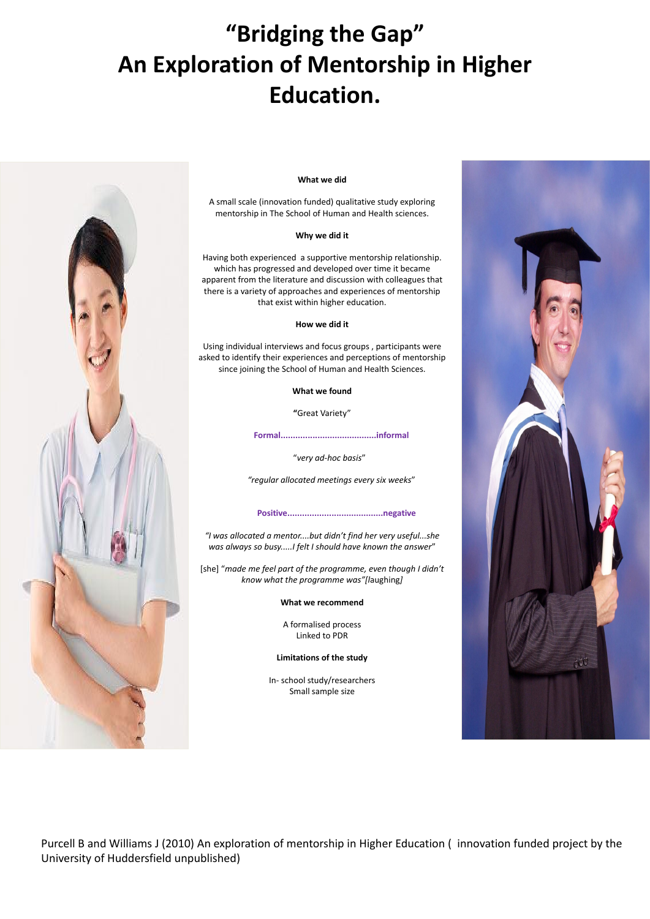# "Bridging the Gap" An Exploration of Mentorship in Higher Education.

**What we did**

A small scale (innovation funded) qualitative study exploring mentorship in The School of Human and Health sciences.

**Why we did it**

Having both experienced a supportive mentorship relationship. which has progressed and developed over time it became apparent from the literature and discussion with colleagues that there is a variety of approaches and experiences of mentorship that exist within higher education.

**How we did it**

Using individual interviews and focus groups , participants were asked to identify their experiences and perceptions of mentorship since joining the School of Human and Health Sciences.

**What we found**

"Great Variety"

**Formal.......................................informal**

"*very ad-hoc basis*"

"*regular allocated meetings every six weeks*"

**Positive.......................................negative**

*"I was allocated a mentor....but didn't find her very useful...she was always so busy.....I felt I should have known the answer"*

[she] "*made me feel part of the programme, even though I didn't know what the programme was"[laughing]*

**What we recommend**

A formalised process
Linked to PDR

**Limitations of the study**

In- school study/researchers
Small sample size

Purcell B and Williams J (2010) An exploration of mentorship in Higher Education ( innovation funded project by the University of Huddersfield unpublished)